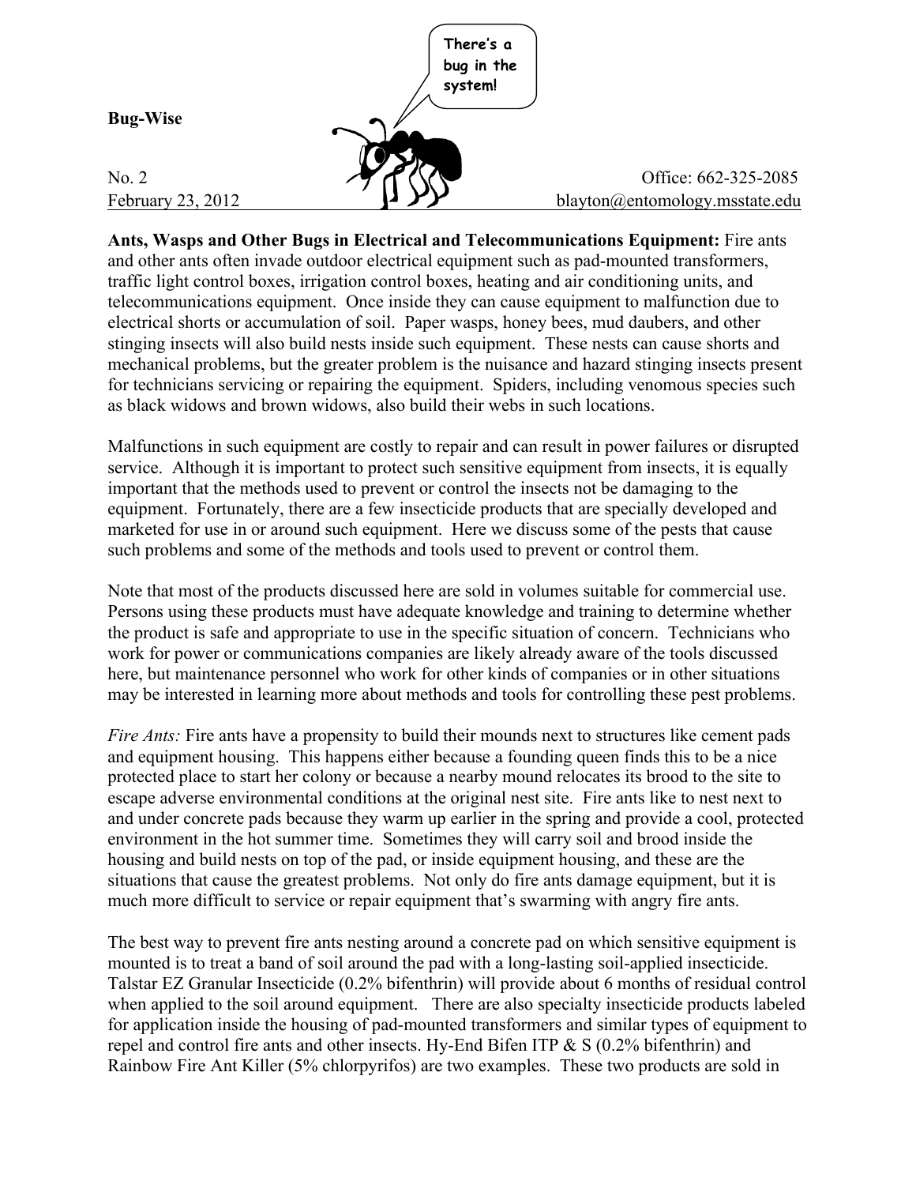**Bug-Wise**

No. 2
February 23, 2012

Office: 662-325-2085
blayton@entomology.msstate.edu

**Ants, Wasps and Other Bugs in Electrical and Telecommunications Equipment:** Fire ants and other ants often invade outdoor electrical equipment such as pad-mounted transformers, traffic light control boxes, irrigation control boxes, heating and air conditioning units, and telecommunications equipment. Once inside they can cause equipment to malfunction due to electrical shorts or accumulation of soil. Paper wasps, honey bees, mud daubers, and other stinging insects will also build nests inside such equipment. These nests can cause shorts and mechanical problems, but the greater problem is the nuisance and hazard stinging insects present for technicians servicing or repairing the equipment. Spiders, including venomous species such as black widows and brown widows, also build their webs in such locations.

Malfunctions in such equipment are costly to repair and can result in power failures or disrupted service. Although it is important to protect such sensitive equipment from insects, it is equally important that the methods used to prevent or control the insects not be damaging to the equipment. Fortunately, there are a few insecticide products that are specially developed and marketed for use in or around such equipment. Here we discuss some of the pests that cause such problems and some of the methods and tools used to prevent or control them.

Note that most of the products discussed here are sold in volumes suitable for commercial use. Persons using these products must have adequate knowledge and training to determine whether the product is safe and appropriate to use in the specific situation of concern. Technicians who work for power or communications companies are likely already aware of the tools discussed here, but maintenance personnel who work for other kinds of companies or in other situations may be interested in learning more about methods and tools for controlling these pest problems.

*Fire Ants:* Fire ants have a propensity to build their mounds next to structures like cement pads and equipment housing. This happens either because a founding queen finds this to be a nice protected place to start her colony or because a nearby mound relocates its brood to the site to escape adverse environmental conditions at the original nest site. Fire ants like to nest next to and under concrete pads because they warm up earlier in the spring and provide a cool, protected environment in the hot summer time. Sometimes they will carry soil and brood inside the housing and build nests on top of the pad, or inside equipment housing, and these are the situations that cause the greatest problems. Not only do fire ants damage equipment, but it is much more difficult to service or repair equipment that's swarming with angry fire ants.

The best way to prevent fire ants nesting around a concrete pad on which sensitive equipment is mounted is to treat a band of soil around the pad with a long-lasting soil-applied insecticide. Talstar EZ Granular Insecticide (0.2% bifenthrin) will provide about 6 months of residual control when applied to the soil around equipment. There are also specialty insecticide products labeled for application inside the housing of pad-mounted transformers and similar types of equipment to repel and control fire ants and other insects. Hy-End Bifen ITP & S (0.2% bifenthrin) and Rainbow Fire Ant Killer (5% chlorpyrifos) are two examples. These two products are sold in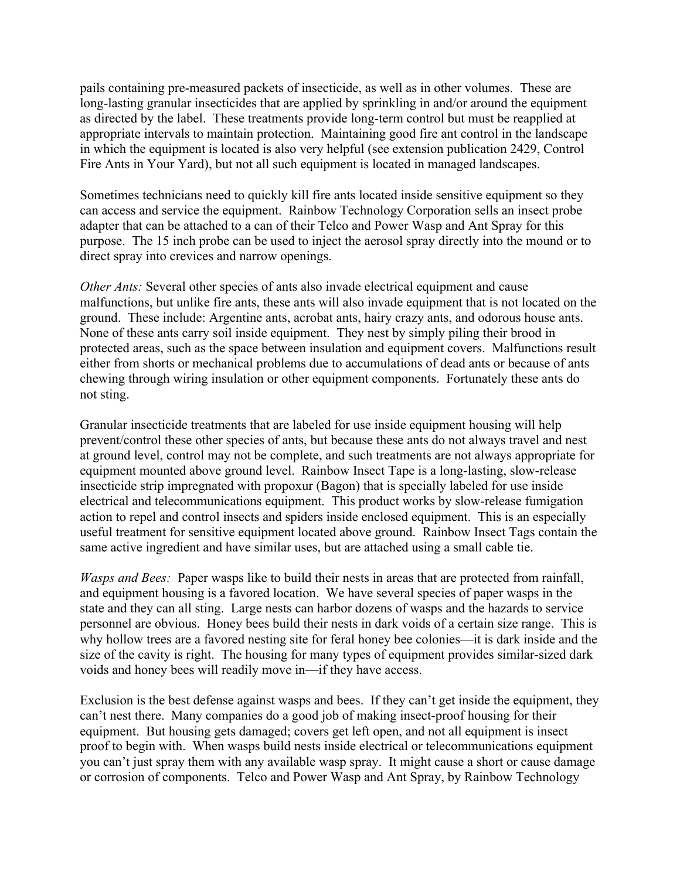pails containing pre-measured packets of insecticide, as well as in other volumes. These are long-lasting granular insecticides that are applied by sprinkling in and/or around the equipment as directed by the label. These treatments provide long-term control but must be reapplied at appropriate intervals to maintain protection. Maintaining good fire ant control in the landscape in which the equipment is located is also very helpful (see extension publication 2429, Control Fire Ants in Your Yard), but not all such equipment is located in managed landscapes.

Sometimes technicians need to quickly kill fire ants located inside sensitive equipment so they can access and service the equipment. Rainbow Technology Corporation sells an insect probe adapter that can be attached to a can of their Telco and Power Wasp and Ant Spray for this purpose. The 15 inch probe can be used to inject the aerosol spray directly into the mound or to direct spray into crevices and narrow openings.

*Other Ants:* Several other species of ants also invade electrical equipment and cause malfunctions, but unlike fire ants, these ants will also invade equipment that is not located on the ground. These include: Argentine ants, acrobat ants, hairy crazy ants, and odorous house ants. None of these ants carry soil inside equipment. They nest by simply piling their brood in protected areas, such as the space between insulation and equipment covers. Malfunctions result either from shorts or mechanical problems due to accumulations of dead ants or because of ants chewing through wiring insulation or other equipment components. Fortunately these ants do not sting.

Granular insecticide treatments that are labeled for use inside equipment housing will help prevent/control these other species of ants, but because these ants do not always travel and nest at ground level, control may not be complete, and such treatments are not always appropriate for equipment mounted above ground level. Rainbow Insect Tape is a long-lasting, slow-release insecticide strip impregnated with propoxur (Bagon) that is specially labeled for use inside electrical and telecommunications equipment. This product works by slow-release fumigation action to repel and control insects and spiders inside enclosed equipment. This is an especially useful treatment for sensitive equipment located above ground. Rainbow Insect Tags contain the same active ingredient and have similar uses, but are attached using a small cable tie.

*Wasps and Bees:* Paper wasps like to build their nests in areas that are protected from rainfall, and equipment housing is a favored location. We have several species of paper wasps in the state and they can all sting. Large nests can harbor dozens of wasps and the hazards to service personnel are obvious. Honey bees build their nests in dark voids of a certain size range. This is why hollow trees are a favored nesting site for feral honey bee colonies—it is dark inside and the size of the cavity is right. The housing for many types of equipment provides similar-sized dark voids and honey bees will readily move in—if they have access.

Exclusion is the best defense against wasps and bees. If they can't get inside the equipment, they can't nest there. Many companies do a good job of making insect-proof housing for their equipment. But housing gets damaged; covers get left open, and not all equipment is insect proof to begin with. When wasps build nests inside electrical or telecommunications equipment you can't just spray them with any available wasp spray. It might cause a short or cause damage or corrosion of components. Telco and Power Wasp and Ant Spray, by Rainbow Technology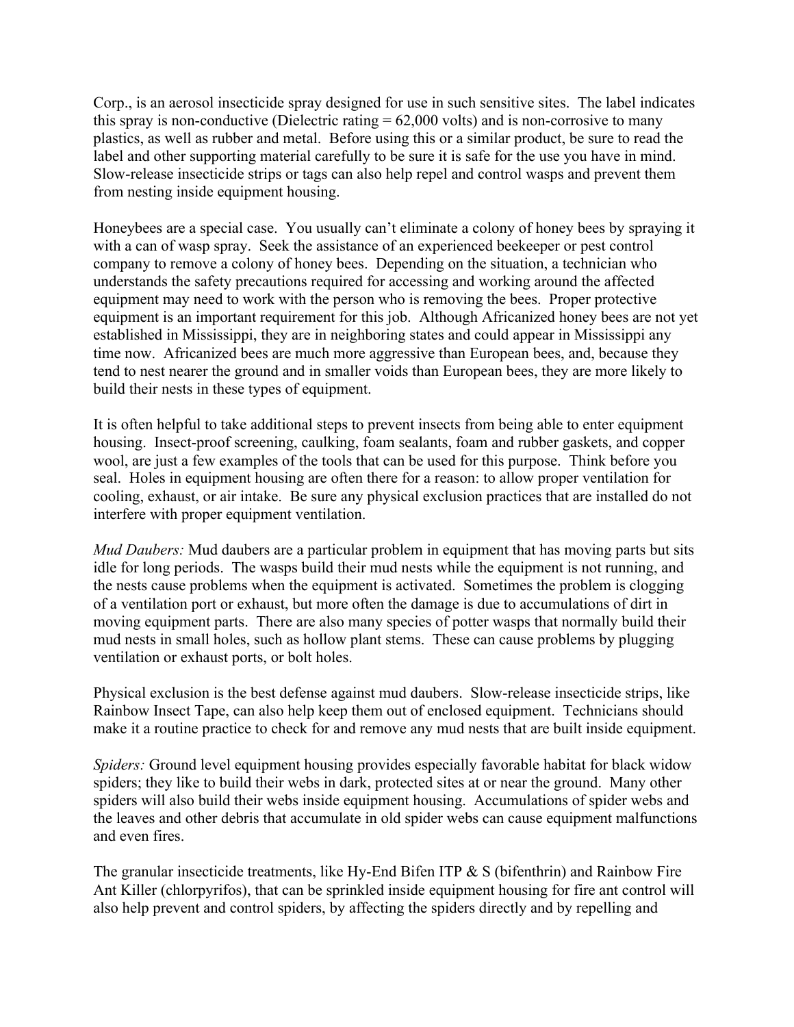Corp., is an aerosol insecticide spray designed for use in such sensitive sites. The label indicates this spray is non-conductive (Dielectric rating = 62,000 volts) and is non-corrosive to many plastics, as well as rubber and metal. Before using this or a similar product, be sure to read the label and other supporting material carefully to be sure it is safe for the use you have in mind. Slow-release insecticide strips or tags can also help repel and control wasps and prevent them from nesting inside equipment housing.

Honeybees are a special case. You usually can't eliminate a colony of honey bees by spraying it with a can of wasp spray. Seek the assistance of an experienced beekeeper or pest control company to remove a colony of honey bees. Depending on the situation, a technician who understands the safety precautions required for accessing and working around the affected equipment may need to work with the person who is removing the bees. Proper protective equipment is an important requirement for this job. Although Africanized honey bees are not yet established in Mississippi, they are in neighboring states and could appear in Mississippi any time now. Africanized bees are much more aggressive than European bees, and, because they tend to nest nearer the ground and in smaller voids than European bees, they are more likely to build their nests in these types of equipment.

It is often helpful to take additional steps to prevent insects from being able to enter equipment housing. Insect-proof screening, caulking, foam sealants, foam and rubber gaskets, and copper wool, are just a few examples of the tools that can be used for this purpose. Think before you seal. Holes in equipment housing are often there for a reason: to allow proper ventilation for cooling, exhaust, or air intake. Be sure any physical exclusion practices that are installed do not interfere with proper equipment ventilation.

*Mud Daubers:* Mud daubers are a particular problem in equipment that has moving parts but sits idle for long periods. The wasps build their mud nests while the equipment is not running, and the nests cause problems when the equipment is activated. Sometimes the problem is clogging of a ventilation port or exhaust, but more often the damage is due to accumulations of dirt in moving equipment parts. There are also many species of potter wasps that normally build their mud nests in small holes, such as hollow plant stems. These can cause problems by plugging ventilation or exhaust ports, or bolt holes.

Physical exclusion is the best defense against mud daubers. Slow-release insecticide strips, like Rainbow Insect Tape, can also help keep them out of enclosed equipment. Technicians should make it a routine practice to check for and remove any mud nests that are built inside equipment.

*Spiders:* Ground level equipment housing provides especially favorable habitat for black widow spiders; they like to build their webs in dark, protected sites at or near the ground. Many other spiders will also build their webs inside equipment housing. Accumulations of spider webs and the leaves and other debris that accumulate in old spider webs can cause equipment malfunctions and even fires.

The granular insecticide treatments, like Hy-End Bifen ITP & S (bifenthrin) and Rainbow Fire Ant Killer (chlorpyrifos), that can be sprinkled inside equipment housing for fire ant control will also help prevent and control spiders, by affecting the spiders directly and by repelling and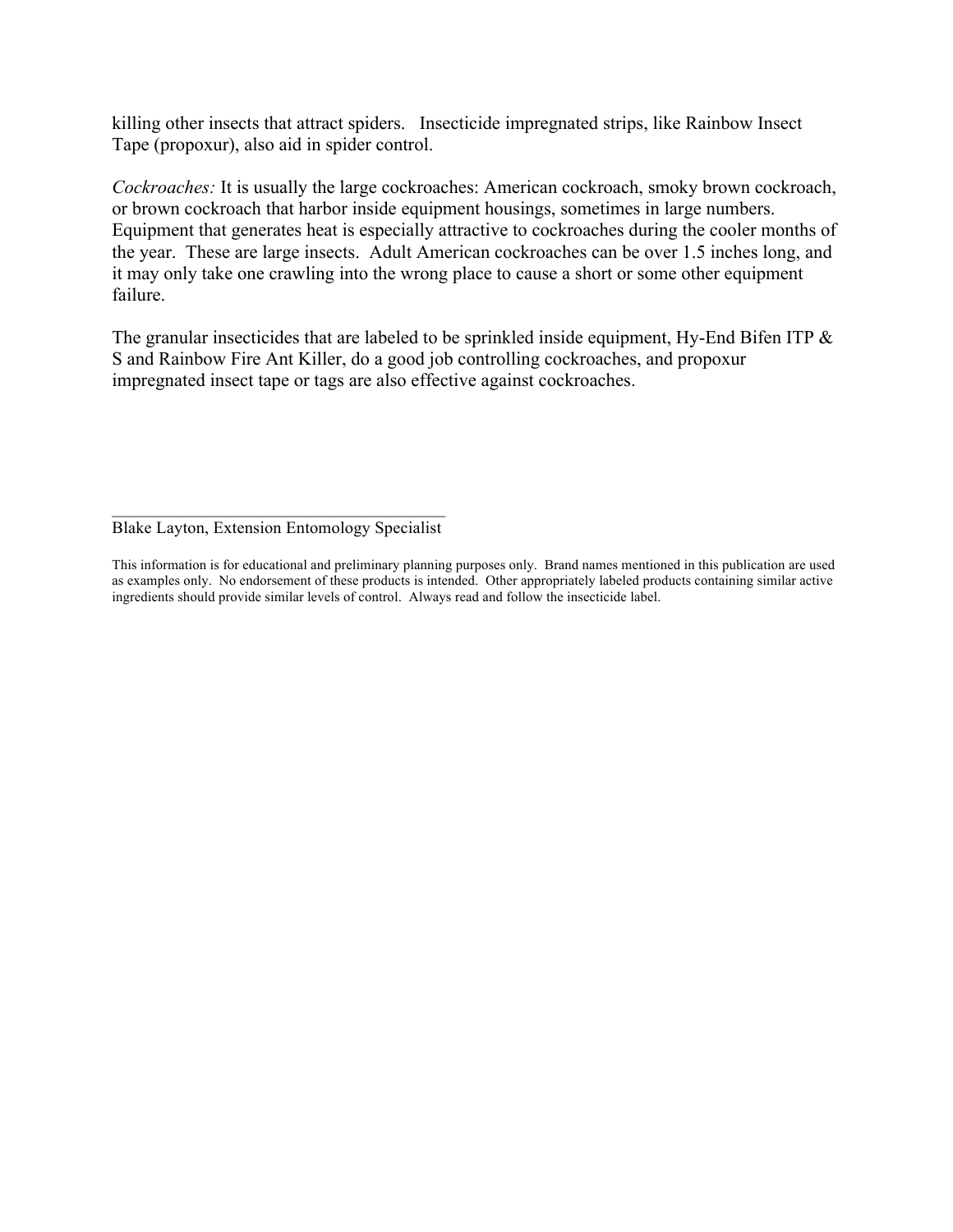killing other insects that attract spiders. Insecticide impregnated strips, like Rainbow Insect Tape (propoxur), also aid in spider control.

*Cockroaches:* It is usually the large cockroaches: American cockroach, smoky brown cockroach, or brown cockroach that harbor inside equipment housings, sometimes in large numbers. Equipment that generates heat is especially attractive to cockroaches during the cooler months of the year. These are large insects. Adult American cockroaches can be over 1.5 inches long, and it may only take one crawling into the wrong place to cause a short or some other equipment failure.

The granular insecticides that are labeled to be sprinkled inside equipment, Hy-End Bifen ITP & S and Rainbow Fire Ant Killer, do a good job controlling cockroaches, and propoxur impregnated insect tape or tags are also effective against cockroaches.

---

Blake Layton, Extension Entomology Specialist

This information is for educational and preliminary planning purposes only. Brand names mentioned in this publication are used as examples only. No endorsement of these products is intended. Other appropriately labeled products containing similar active ingredients should provide similar levels of control. Always read and follow the insecticide label.